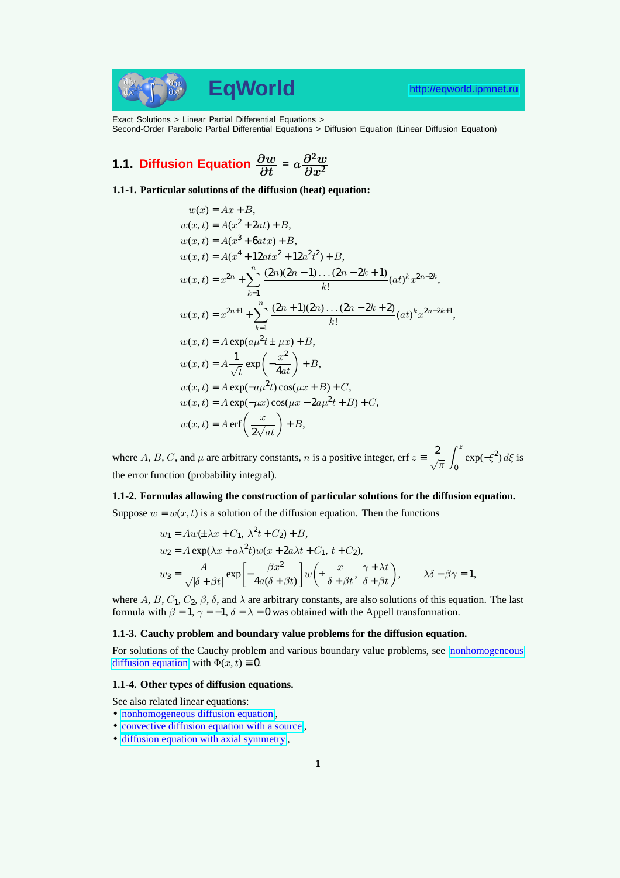EqWorld http://eqworld.ipmnet.ru

Exact Solutions > Linear Partial Differential Equations > Second-Order Parabolic Partial Differential Equations > Diffusion Equation (Linear Diffusion Equation)

## 1.1. Diffusion Equation $\dfrac{\partial w}{\partial t} = a\dfrac{\partial^2 w}{\partial x^2}$

### 1.1-1. Particular solutions of the diffusion (heat) equation:

$$
\begin{aligned}
w(x) &= Ax + B,\\
w(x,t) &= A(x^2 + 2at) + B,\\
w(x,t) &= A(x^3 + 6atx) + B,\\
w(x,t) &= A(x^4 + 12atx^2 + 12a^2t^2) + B,\\
w(x,t) &= x^{2n} + \sum_{k=1}^{n} \frac{(2n)(2n-1)\dots(2n-2k+1)}{k!}(at)^k x^{2n-2k},\\
w(x,t) &= x^{2n+1} + \sum_{k=1}^{n} \frac{(2n+1)(2n)\dots(2n-2k+2)}{k!}(at)^k x^{2n-2k+1},\\
w(x,t) &= A\exp(a\mu^2 t \pm \mu x) + B,\\
w(x,t) &= A\frac{1}{\sqrt{t}}\exp\left(-\frac{x^2}{4at}\right) + B,\\
w(x,t) &= A\exp(-a\mu^2 t)\cos(\mu x + B) + C,\\
w(x,t) &= A\exp(-\mu x)\cos(\mu x - 2a\mu^2 t + B) + C,\\
w(x,t) &= A\,\mathrm{erf}\left(\frac{x}{2\sqrt{at}}\right) + B,
\end{aligned}
$$

where $A$, $B$, $C$, and $\mu$ are arbitrary constants, $n$ is a positive integer, $\mathrm{erf}\, z \equiv \frac{2}{\sqrt{\pi}}\int_0^z \exp(-\xi^2)\,d\xi$ is the error function (probability integral).

### 1.1-2. Formulas allowing the construction of particular solutions for the diffusion equation.

Suppose $w = w(x,t)$ is a solution of the diffusion equation. Then the functions

$$
\begin{aligned}
w_1 &= Aw(\pm\lambda x + C_1,\ \lambda^2 t + C_2) + B,\\
w_2 &= A\exp(\lambda x + a\lambda^2 t)\,w(x + 2a\lambda t + C_1,\ t + C_2),\\
w_3 &= \frac{A}{\sqrt{|\delta + \beta t|}}\exp\left[-\frac{\beta x^2}{4a(\delta + \beta t)}\right] w\left(\pm\frac{x}{\delta + \beta t},\ \frac{\gamma + \lambda t}{\delta + \beta t}\right), \qquad \lambda\delta - \beta\gamma = 1,
\end{aligned}
$$

where $A$, $B$, $C_1$, $C_2$, $\beta$, $\delta$, and $\lambda$ are arbitrary constants, are also solutions of this equation. The last formula with $\beta = 1$, $\gamma = -1$, $\delta = \lambda = 0$ was obtained with the Appell transformation.

### 1.1-3. Cauchy problem and boundary value problems for the diffusion equation.

For solutions of the Cauchy problem and various boundary value problems, see nonhomogeneous diffusion equation with $\Phi(x,t) \equiv 0$.

### 1.1-4. Other types of diffusion equations.

See also related linear equations:

- nonhomogeneous diffusion equation,
- convective diffusion equation with a source,
- diffusion equation with axial symmetry,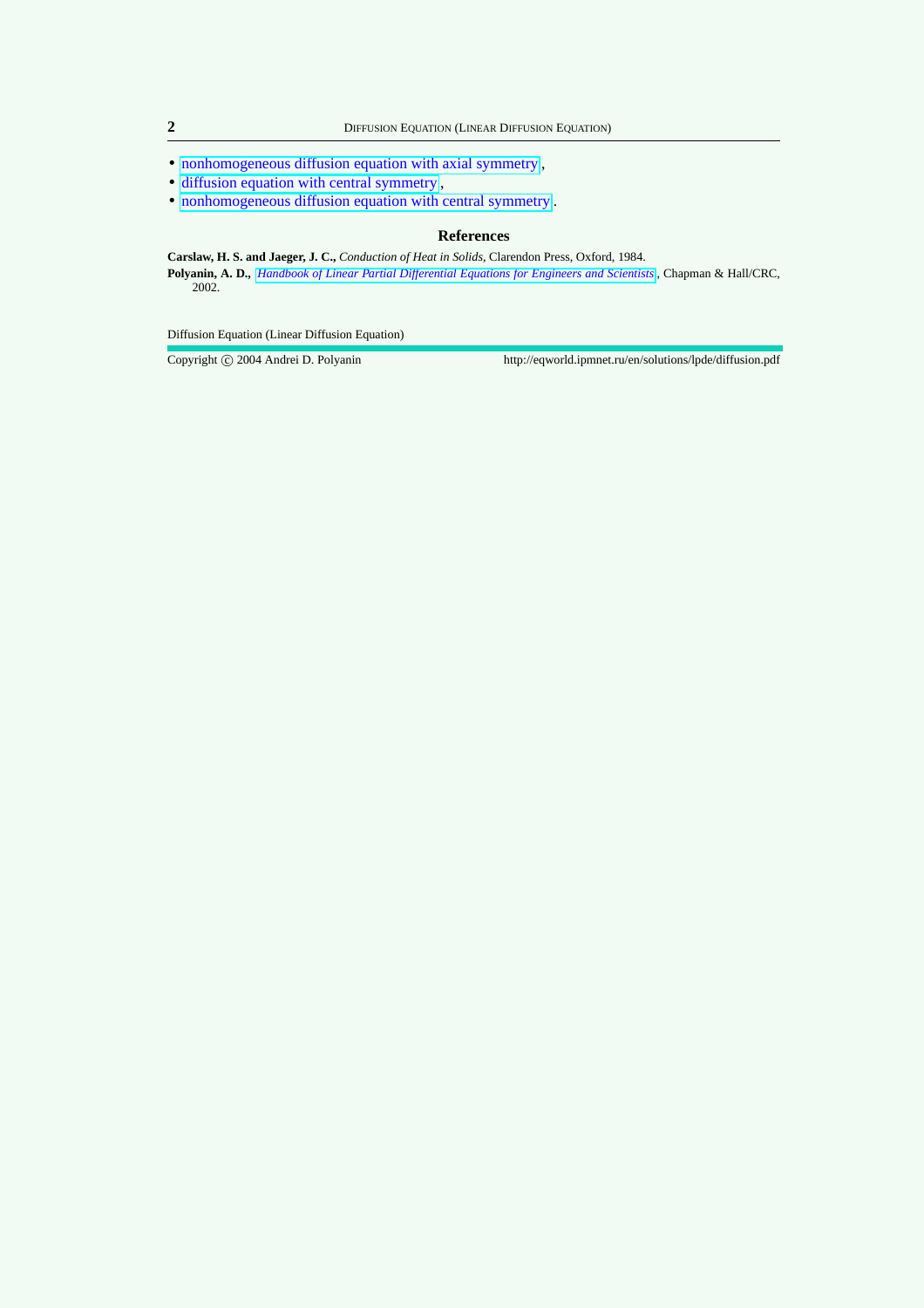- nonhomogeneous diffusion equation with axial symmetry,
- diffusion equation with central symmetry,
- nonhomogeneous diffusion equation with central symmetry.

## References

**Carslaw, H. S. and Jaeger, J. C.,** *Conduction of Heat in Solids*, Clarendon Press, Oxford, 1984.

**Polyanin, A. D.,** *Handbook of Linear Partial Differential Equations for Engineers and Scientists*, Chapman & Hall/CRC, 2002.

Diffusion Equation (Linear Diffusion Equation)

Copyright © 2004 Andrei D. Polyanin http://eqworld.ipmnet.ru/en/solutions/lpde/diffusion.pdf